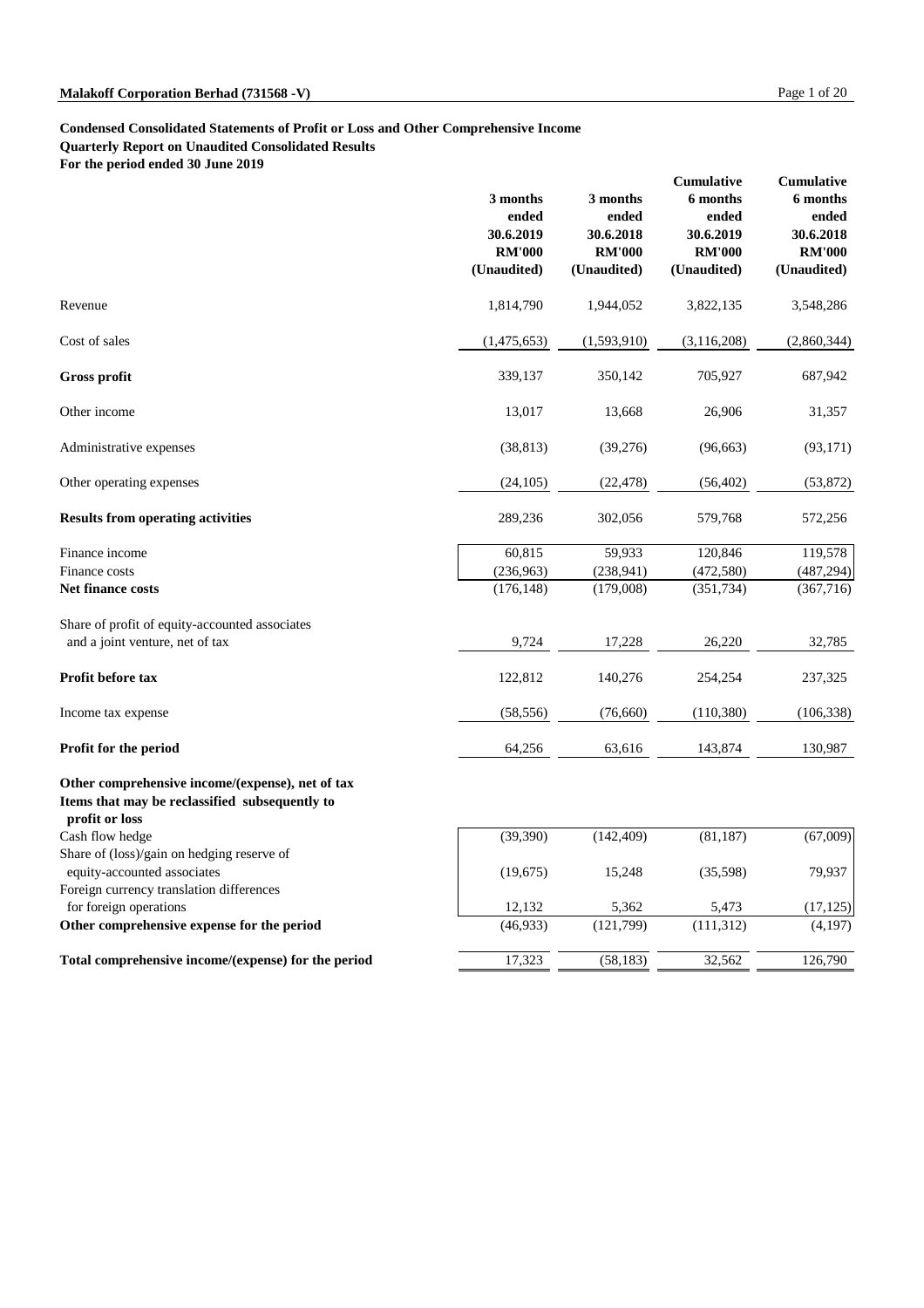**Condensed Consolidated Statements of Profit or Loss and Other Comprehensive Income**
**Quarterly Report on Unaudited Consolidated Results**
**For the period ended 30 June 2019**

| | 3 months ended 30.6.2019 RM'000 (Unaudited) | 3 months ended 30.6.2018 RM'000 (Unaudited) | Cumulative 6 months ended 30.6.2019 RM'000 (Unaudited) | Cumulative 6 months ended 30.6.2018 RM'000 (Unaudited) |
|---|---|---|---|---|
| Revenue | 1,814,790 | 1,944,052 | 3,822,135 | 3,548,286 |
| Cost of sales | (1,475,653) | (1,593,910) | (3,116,208) | (2,860,344) |
| **Gross profit** | 339,137 | 350,142 | 705,927 | 687,942 |
| Other income | 13,017 | 13,668 | 26,906 | 31,357 |
| Administrative expenses | (38,813) | (39,276) | (96,663) | (93,171) |
| Other operating expenses | (24,105) | (22,478) | (56,402) | (53,872) |
| **Results from operating activities** | 289,236 | 302,056 | 579,768 | 572,256 |
| Finance income | 60,815 | 59,933 | 120,846 | 119,578 |
| Finance costs | (236,963) | (238,941) | (472,580) | (487,294) |
| **Net finance costs** | (176,148) | (179,008) | (351,734) | (367,716) |
| Share of profit of equity-accounted associates and a joint venture, net of tax | 9,724 | 17,228 | 26,220 | 32,785 |
| **Profit before tax** | 122,812 | 140,276 | 254,254 | 237,325 |
| Income tax expense | (58,556) | (76,660) | (110,380) | (106,338) |
| **Profit for the period** | 64,256 | 63,616 | 143,874 | 130,987 |
| **Other comprehensive income/(expense), net of tax** | | | | |
| **Items that may be reclassified subsequently to profit or loss** | | | | |
| Cash flow hedge | (39,390) | (142,409) | (81,187) | (67,009) |
| Share of (loss)/gain on hedging reserve of equity-accounted associates | (19,675) | 15,248 | (35,598) | 79,937 |
| Foreign currency translation differences for foreign operations | 12,132 | 5,362 | 5,473 | (17,125) |
| **Other comprehensive expense for the period** | (46,933) | (121,799) | (111,312) | (4,197) |
| **Total comprehensive income/(expense) for the period** | 17,323 | (58,183) | 32,562 | 126,790 |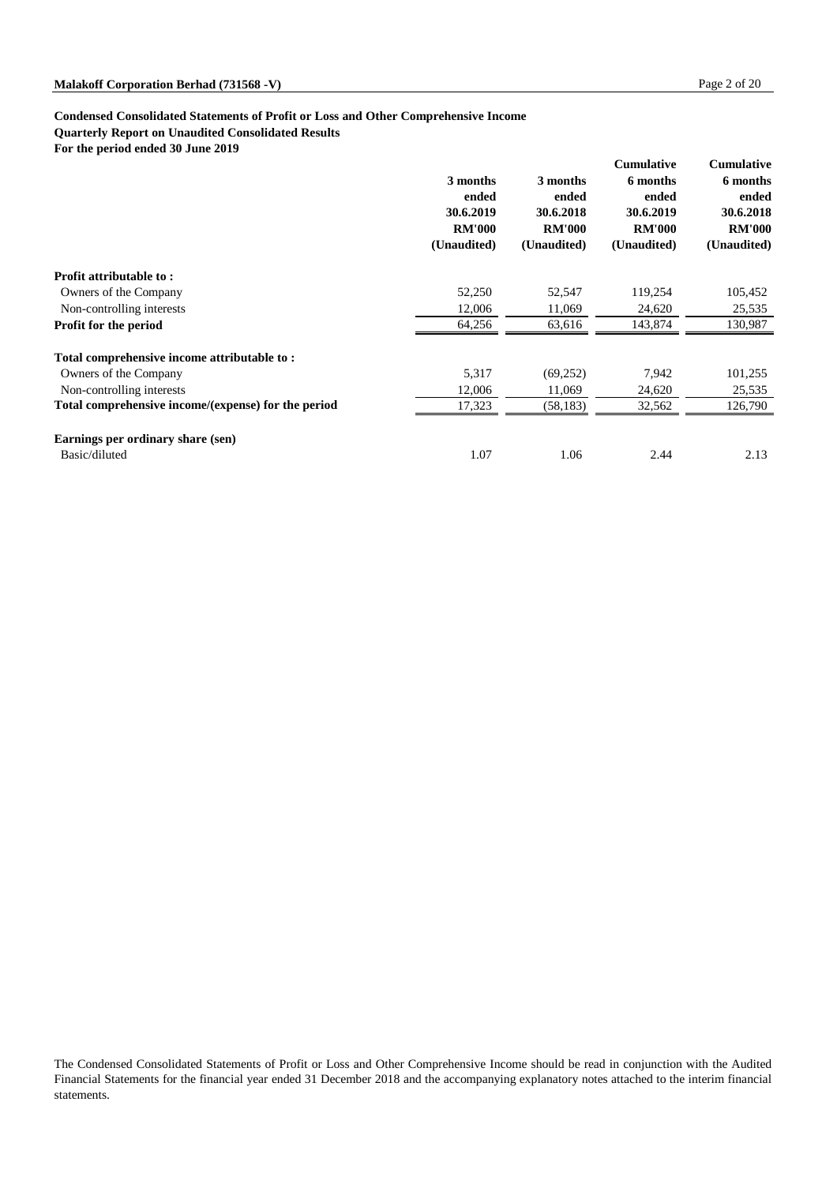**Condensed Consolidated Statements of Profit or Loss and Other Comprehensive Income**
**Quarterly Report on Unaudited Consolidated Results**
**For the period ended 30 June 2019**

| | 3 months ended 30.6.2019 RM'000 (Unaudited) | 3 months ended 30.6.2018 RM'000 (Unaudited) | Cumulative 6 months ended 30.6.2019 RM'000 (Unaudited) | Cumulative 6 months ended 30.6.2018 RM'000 (Unaudited) |
|---|---|---|---|---|
| **Profit attributable to :** | | | | |
| Owners of the Company | 52,250 | 52,547 | 119,254 | 105,452 |
| Non-controlling interests | 12,006 | 11,069 | 24,620 | 25,535 |
| **Profit for the period** | 64,256 | 63,616 | 143,874 | 130,987 |
| **Total comprehensive income attributable to :** | | | | |
| Owners of the Company | 5,317 | (69,252) | 7,942 | 101,255 |
| Non-controlling interests | 12,006 | 11,069 | 24,620 | 25,535 |
| **Total comprehensive income/(expense) for the period** | 17,323 | (58,183) | 32,562 | 126,790 |
| **Earnings per ordinary share (sen)** | | | | |
| Basic/diluted | 1.07 | 1.06 | 2.44 | 2.13 |

The Condensed Consolidated Statements of Profit or Loss and Other Comprehensive Income should be read in conjunction with the Audited Financial Statements for the financial year ended 31 December 2018 and the accompanying explanatory notes attached to the interim financial statements.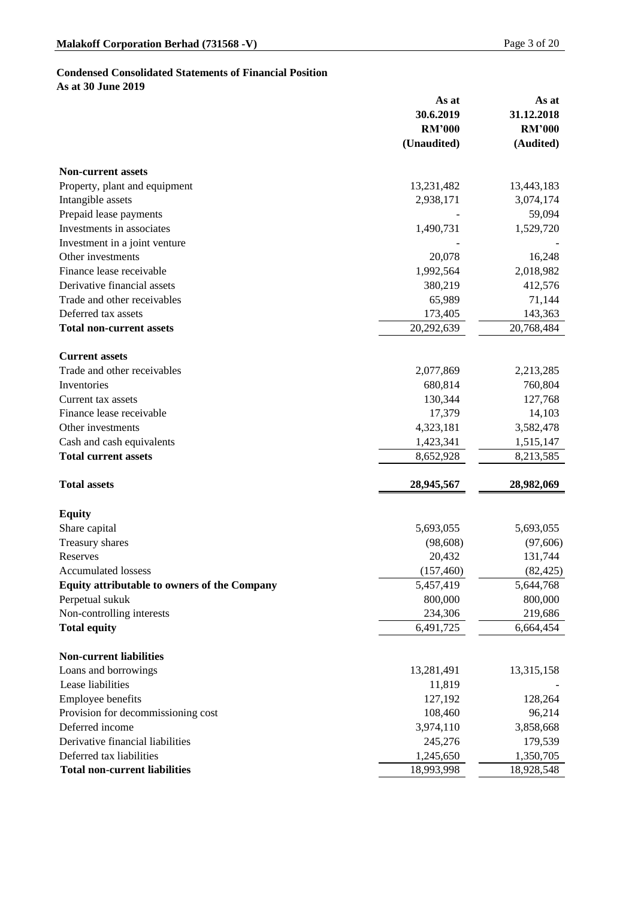**Condensed Consolidated Statements of Financial Position**
**As at 30 June 2019**

| | As at 30.6.2019 RM'000 (Unaudited) | As at 31.12.2018 RM'000 (Audited) |
|---|---|---|
| **Non-current assets** | | |
| Property, plant and equipment | 13,231,482 | 13,443,183 |
| Intangible assets | 2,938,171 | 3,074,174 |
| Prepaid lease payments | - | 59,094 |
| Investments in associates | 1,490,731 | 1,529,720 |
| Investment in a joint venture | - | - |
| Other investments | 20,078 | 16,248 |
| Finance lease receivable | 1,992,564 | 2,018,982 |
| Derivative financial assets | 380,219 | 412,576 |
| Trade and other receivables | 65,989 | 71,144 |
| Deferred tax assets | 173,405 | 143,363 |
| **Total non-current assets** | 20,292,639 | 20,768,484 |
| **Current assets** | | |
| Trade and other receivables | 2,077,869 | 2,213,285 |
| Inventories | 680,814 | 760,804 |
| Current tax assets | 130,344 | 127,768 |
| Finance lease receivable | 17,379 | 14,103 |
| Other investments | 4,323,181 | 3,582,478 |
| Cash and cash equivalents | 1,423,341 | 1,515,147 |
| **Total current assets** | 8,652,928 | 8,213,585 |
| **Total assets** | **28,945,567** | **28,982,069** |
| **Equity** | | |
| Share capital | 5,693,055 | 5,693,055 |
| Treasury shares | (98,608) | (97,606) |
| Reserves | 20,432 | 131,744 |
| Accumulated lossess | (157,460) | (82,425) |
| **Equity attributable to owners of the Company** | 5,457,419 | 5,644,768 |
| Perpetual sukuk | 800,000 | 800,000 |
| Non-controlling interests | 234,306 | 219,686 |
| **Total equity** | 6,491,725 | 6,664,454 |
| **Non-current liabilities** | | |
| Loans and borrowings | 13,281,491 | 13,315,158 |
| Lease liabilities | 11,819 | - |
| Employee benefits | 127,192 | 128,264 |
| Provision for decommissioning cost | 108,460 | 96,214 |
| Deferred income | 3,974,110 | 3,858,668 |
| Derivative financial liabilities | 245,276 | 179,539 |
| Deferred tax liabilities | 1,245,650 | 1,350,705 |
| **Total non-current liabilities** | 18,993,998 | 18,928,548 |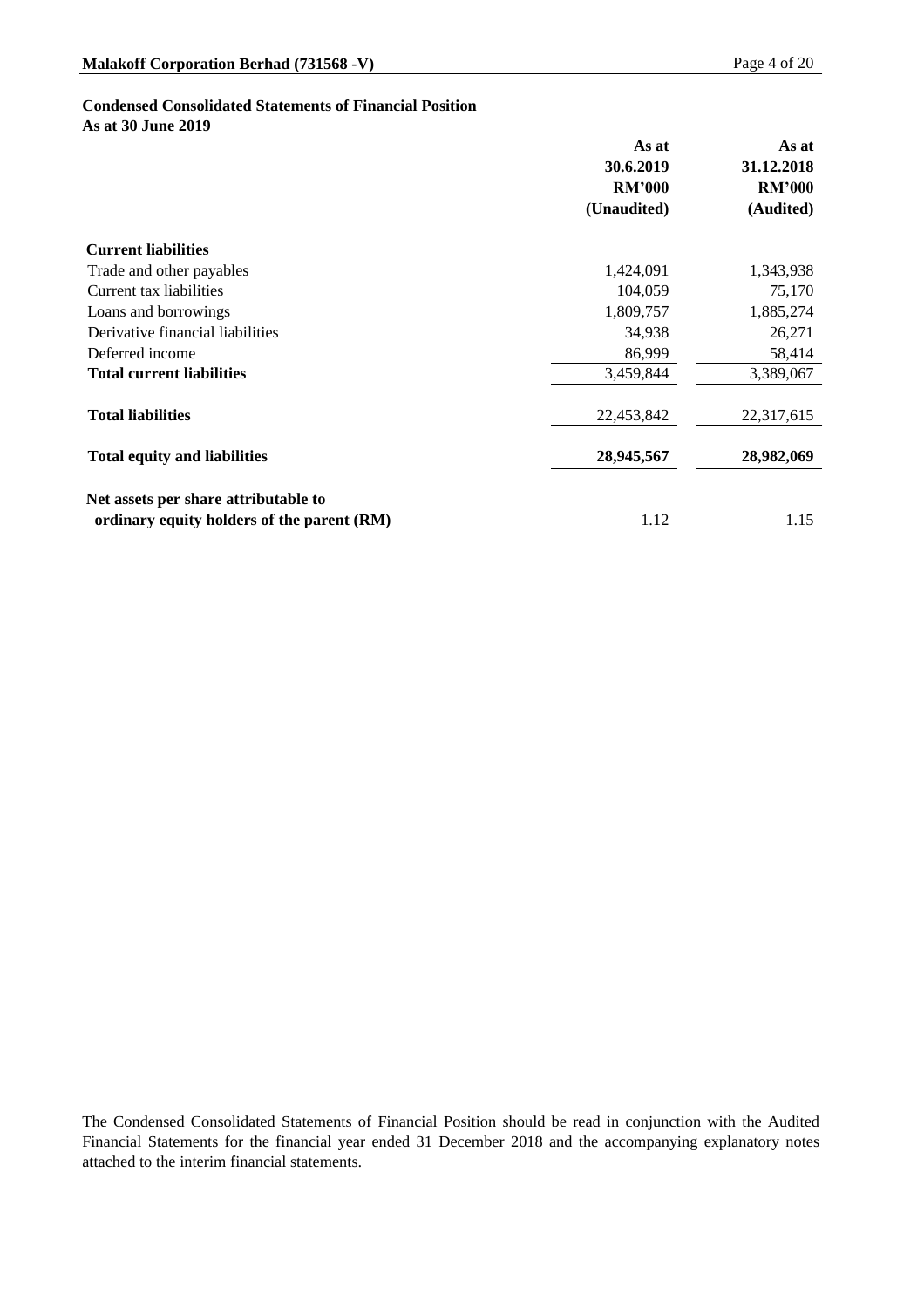**Condensed Consolidated Statements of Financial Position**
**As at 30 June 2019**

| | As at 30.6.2019 RM'000 (Unaudited) | As at 31.12.2018 RM'000 (Audited) |
|---|---|---|
| **Current liabilities** | | |
| Trade and other payables | 1,424,091 | 1,343,938 |
| Current tax liabilities | 104,059 | 75,170 |
| Loans and borrowings | 1,809,757 | 1,885,274 |
| Derivative financial liabilities | 34,938 | 26,271 |
| Deferred income | 86,999 | 58,414 |
| **Total current liabilities** | 3,459,844 | 3,389,067 |
| **Total liabilities** | 22,453,842 | 22,317,615 |
| **Total equity and liabilities** | **28,945,567** | **28,982,069** |
| **Net assets per share attributable to ordinary equity holders of the parent (RM)** | 1.12 | 1.15 |

The Condensed Consolidated Statements of Financial Position should be read in conjunction with the Audited Financial Statements for the financial year ended 31 December 2018 and the accompanying explanatory notes attached to the interim financial statements.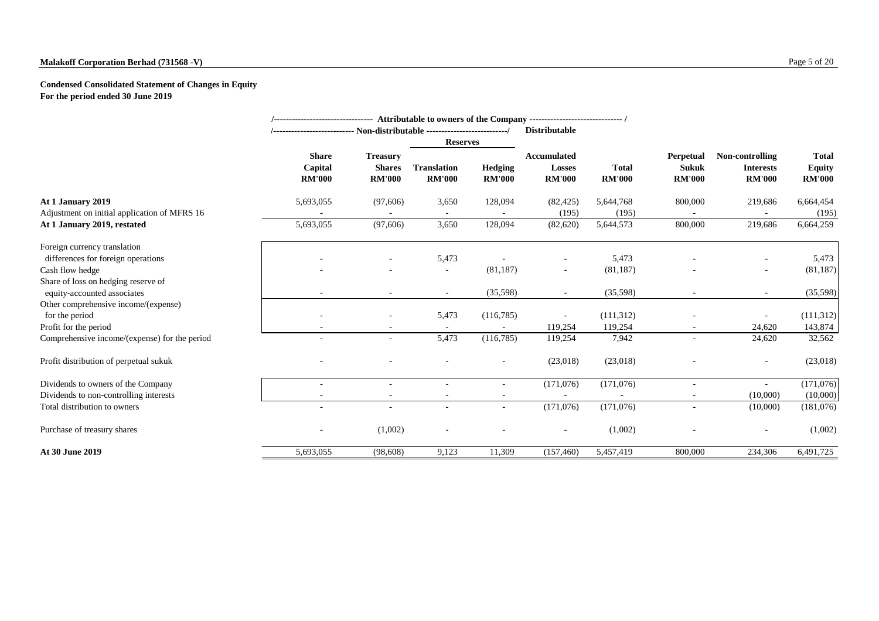**Malakoff Corporation Berhad (731568 -V)**

**Condensed Consolidated Statement of Changes in Equity**
**For the period ended 30 June 2019**

| | Attributable to owners of the Company | | | | | | | | |
|---|---|---|---|---|---|---|---|---|---|
| | Non-distributable | | | | Distributable | | | | |
| | | | Reserves | | | | | | |
| | Share Capital RM'000 | Treasury Shares RM'000 | Translation RM'000 | Hedging RM'000 | Accumulated Losses RM'000 | Total RM'000 | Perpetual Sukuk RM'000 | Non-controlling Interests RM'000 | Total Equity RM'000 |
| **At 1 January 2019** | 5,693,055 | (97,606) | 3,650 | 128,094 | (82,425) | 5,644,768 | 800,000 | 219,686 | 6,664,454 |
| Adjustment on initial application of MFRS 16 | - | - | - | - | (195) | (195) | - | - | (195) |
| **At 1 January 2019, restated** | 5,693,055 | (97,606) | 3,650 | 128,094 | (82,620) | 5,644,573 | 800,000 | 219,686 | 6,664,259 |
| Foreign currency translation differences for foreign operations | - | - | 5,473 | - | - | 5,473 | - | - | 5,473 |
| Cash flow hedge | - | - | - | (81,187) | - | (81,187) | - | - | (81,187) |
| Share of loss on hedging reserve of equity-accounted associates | - | - | - | (35,598) | - | (35,598) | - | - | (35,598) |
| Other comprehensive income/(expense) for the period | - | - | 5,473 | (116,785) | - | (111,312) | - | - | (111,312) |
| Profit for the period | - | - | - | - | 119,254 | 119,254 | - | 24,620 | 143,874 |
| Comprehensive income/(expense) for the period | - | - | 5,473 | (116,785) | 119,254 | 7,942 | - | 24,620 | 32,562 |
| Profit distribution of perpetual sukuk | - | - | - | - | (23,018) | (23,018) | - | - | (23,018) |
| Dividends to owners of the Company | - | - | - | - | (171,076) | (171,076) | - | - | (171,076) |
| Dividends to non-controlling interests | - | - | - | - | - | - | - | (10,000) | (10,000) |
| Total distribution to owners | - | - | - | - | (171,076) | (171,076) | - | (10,000) | (181,076) |
| Purchase of treasury shares | - | (1,002) | - | - | - | (1,002) | - | - | (1,002) |
| **At 30 June 2019** | 5,693,055 | (98,608) | 9,123 | 11,309 | (157,460) | 5,457,419 | 800,000 | 234,306 | 6,491,725 |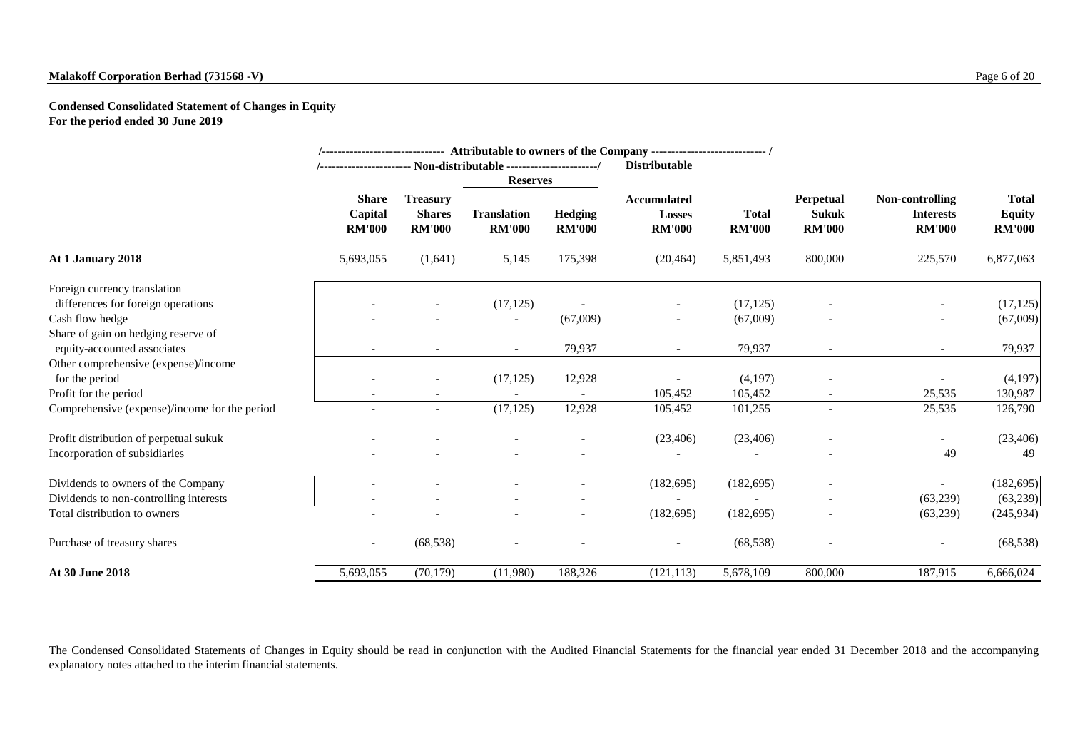**Condensed Consolidated Statement of Changes in Equity**
**For the period ended 30 June 2019**

| | Attributable to owners of the Company | | | | | | | | |
|---|---|---|---|---|---|---|---|---|---|
| | Non-distributable | | | | Distributable | | | | |
| | | | Reserves | | | | | | |
| | Share Capital RM'000 | Treasury Shares RM'000 | Translation RM'000 | Hedging RM'000 | Accumulated Losses RM'000 | Total RM'000 | Perpetual Sukuk RM'000 | Non-controlling Interests RM'000 | Total Equity RM'000 |
| **At 1 January 2018** | 5,693,055 | (1,641) | 5,145 | 175,398 | (20,464) | 5,851,493 | 800,000 | 225,570 | 6,877,063 |
| Foreign currency translation differences for foreign operations | - | - | (17,125) | - | - | (17,125) | - | - | (17,125) |
| Cash flow hedge | - | - | - | (67,009) | - | (67,009) | - | - | (67,009) |
| Share of gain on hedging reserve of equity-accounted associates | - | - | - | 79,937 | - | 79,937 | - | - | 79,937 |
| Other comprehensive (expense)/income for the period | - | - | (17,125) | 12,928 | - | (4,197) | - | - | (4,197) |
| Profit for the period | - | - | - | - | 105,452 | 105,452 | - | 25,535 | 130,987 |
| Comprehensive (expense)/income for the period | - | - | (17,125) | 12,928 | 105,452 | 101,255 | - | 25,535 | 126,790 |
| Profit distribution of perpetual sukuk | - | - | - | - | (23,406) | (23,406) | - | - | (23,406) |
| Incorporation of subsidiaries | - | - | - | - | - | - | - | 49 | 49 |
| Dividends to owners of the Company | - | - | - | - | (182,695) | (182,695) | - | - | (182,695) |
| Dividends to non-controlling interests | - | - | - | - | - | - | - | (63,239) | (63,239) |
| Total distribution to owners | - | - | - | - | (182,695) | (182,695) | - | (63,239) | (245,934) |
| Purchase of treasury shares | - | (68,538) | - | - | - | (68,538) | - | - | (68,538) |
| **At 30 June 2018** | 5,693,055 | (70,179) | (11,980) | 188,326 | (121,113) | 5,678,109 | 800,000 | 187,915 | 6,666,024 |

The Condensed Consolidated Statements of Changes in Equity should be read in conjunction with the Audited Financial Statements for the financial year ended 31 December 2018 and the accompanying explanatory notes attached to the interim financial statements.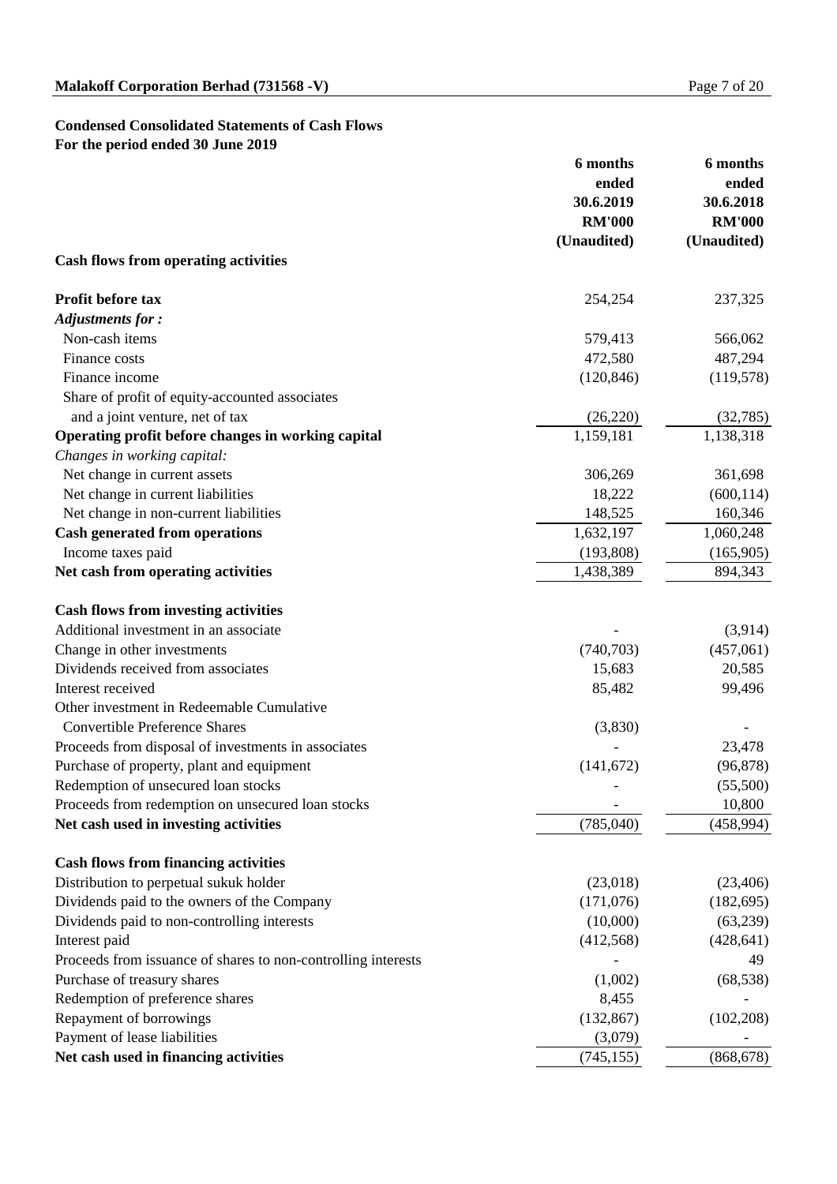## Condensed Consolidated Statements of Cash Flows

**For the period ended 30 June 2019**

| | 6 months ended 30.6.2019 RM'000 (Unaudited) | 6 months ended 30.6.2018 RM'000 (Unaudited) |
|---|---|---|
| **Cash flows from operating activities** | | |
| **Profit before tax** | 254,254 | 237,325 |
| ***Adjustments for :*** | | |
| Non-cash items | 579,413 | 566,062 |
| Finance costs | 472,580 | 487,294 |
| Finance income | (120,846) | (119,578) |
| Share of profit of equity-accounted associates and a joint venture, net of tax | (26,220) | (32,785) |
| **Operating profit before changes in working capital** | 1,159,181 | 1,138,318 |
| *Changes in working capital:* | | |
| Net change in current assets | 306,269 | 361,698 |
| Net change in current liabilities | 18,222 | (600,114) |
| Net change in non-current liabilities | 148,525 | 160,346 |
| **Cash generated from operations** | 1,632,197 | 1,060,248 |
| Income taxes paid | (193,808) | (165,905) |
| **Net cash from operating activities** | 1,438,389 | 894,343 |
| | | |
| **Cash flows from investing activities** | | |
| Additional investment in an associate | - | (3,914) |
| Change in other investments | (740,703) | (457,061) |
| Dividends received from associates | 15,683 | 20,585 |
| Interest received | 85,482 | 99,496 |
| Other investment in Redeemable Cumulative Convertible Preference Shares | (3,830) | - |
| Proceeds from disposal of investments in associates | - | 23,478 |
| Purchase of property, plant and equipment | (141,672) | (96,878) |
| Redemption of unsecured loan stocks | - | (55,500) |
| Proceeds from redemption on unsecured loan stocks | - | 10,800 |
| **Net cash used in investing activities** | (785,040) | (458,994) |
| | | |
| **Cash flows from financing activities** | | |
| Distribution to perpetual sukuk holder | (23,018) | (23,406) |
| Dividends paid to the owners of the Company | (171,076) | (182,695) |
| Dividends paid to non-controlling interests | (10,000) | (63,239) |
| Interest paid | (412,568) | (428,641) |
| Proceeds from issuance of shares to non-controlling interests | - | 49 |
| Purchase of treasury shares | (1,002) | (68,538) |
| Redemption of preference shares | 8,455 | - |
| Repayment of borrowings | (132,867) | (102,208) |
| Payment of lease liabilities | (3,079) | - |
| **Net cash used in financing activities** | (745,155) | (868,678) |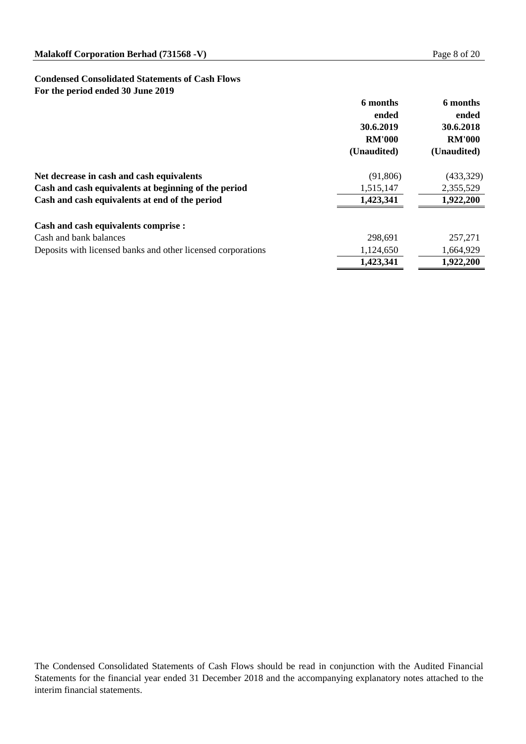## Condensed Consolidated Statements of Cash Flows
### For the period ended 30 June 2019

| | 6 months ended 30.6.2019 RM'000 (Unaudited) | 6 months ended 30.6.2018 RM'000 (Unaudited) |
|---|---|---|
| **Net decrease in cash and cash equivalents** | (91,806) | (433,329) |
| **Cash and cash equivalents at beginning of the period** | 1,515,147 | 2,355,529 |
| **Cash and cash equivalents at end of the period** | **1,423,341** | **1,922,200** |
| | | |
| **Cash and cash equivalents comprise :** | | |
| Cash and bank balances | 298,691 | 257,271 |
| Deposits with licensed banks and other licensed corporations | 1,124,650 | 1,664,929 |
| | **1,423,341** | **1,922,200** |

The Condensed Consolidated Statements of Cash Flows should be read in conjunction with the Audited Financial Statements for the financial year ended 31 December 2018 and the accompanying explanatory notes attached to the interim financial statements.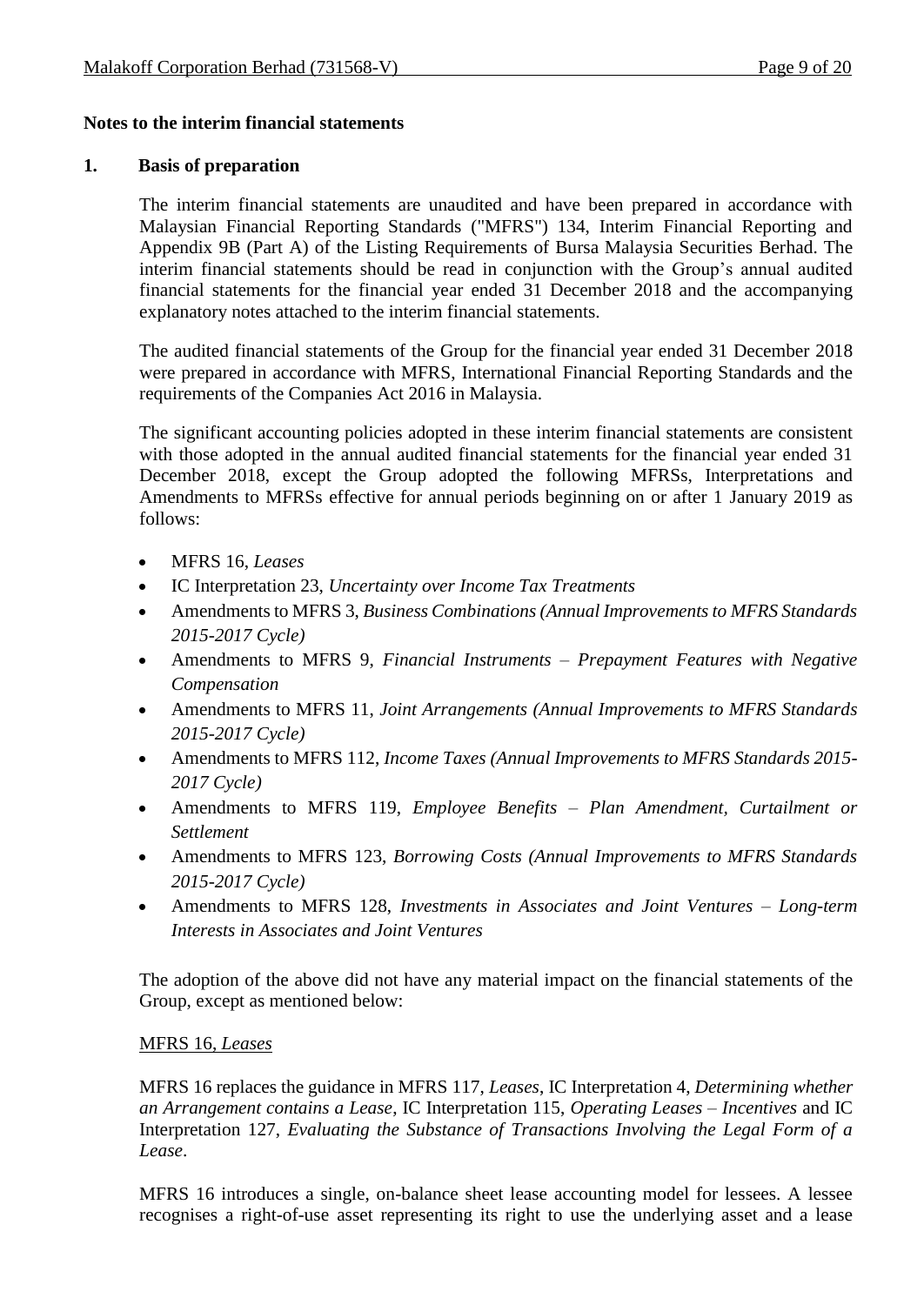## Notes to the interim financial statements

### 1. Basis of preparation

The interim financial statements are unaudited and have been prepared in accordance with Malaysian Financial Reporting Standards ("MFRS") 134, Interim Financial Reporting and Appendix 9B (Part A) of the Listing Requirements of Bursa Malaysia Securities Berhad. The interim financial statements should be read in conjunction with the Group's annual audited financial statements for the financial year ended 31 December 2018 and the accompanying explanatory notes attached to the interim financial statements.

The audited financial statements of the Group for the financial year ended 31 December 2018 were prepared in accordance with MFRS, International Financial Reporting Standards and the requirements of the Companies Act 2016 in Malaysia.

The significant accounting policies adopted in these interim financial statements are consistent with those adopted in the annual audited financial statements for the financial year ended 31 December 2018, except the Group adopted the following MFRSs, Interpretations and Amendments to MFRSs effective for annual periods beginning on or after 1 January 2019 as follows:

- MFRS 16, *Leases*
- IC Interpretation 23, *Uncertainty over Income Tax Treatments*
- Amendments to MFRS 3, *Business Combinations (Annual Improvements to MFRS Standards 2015-2017 Cycle)*
- Amendments to MFRS 9, *Financial Instruments – Prepayment Features with Negative Compensation*
- Amendments to MFRS 11, *Joint Arrangements (Annual Improvements to MFRS Standards 2015-2017 Cycle)*
- Amendments to MFRS 112, *Income Taxes (Annual Improvements to MFRS Standards 2015-2017 Cycle)*
- Amendments to MFRS 119, *Employee Benefits – Plan Amendment, Curtailment or Settlement*
- Amendments to MFRS 123, *Borrowing Costs (Annual Improvements to MFRS Standards 2015-2017 Cycle)*
- Amendments to MFRS 128, *Investments in Associates and Joint Ventures – Long-term Interests in Associates and Joint Ventures*

The adoption of the above did not have any material impact on the financial statements of the Group, except as mentioned below:

<u>MFRS 16, *Leases*</u>

MFRS 16 replaces the guidance in MFRS 117, *Leases*, IC Interpretation 4, *Determining whether an Arrangement contains a Lease*, IC Interpretation 115, *Operating Leases – Incentives* and IC Interpretation 127, *Evaluating the Substance of Transactions Involving the Legal Form of a Lease*.

MFRS 16 introduces a single, on-balance sheet lease accounting model for lessees. A lessee recognises a right-of-use asset representing its right to use the underlying asset and a lease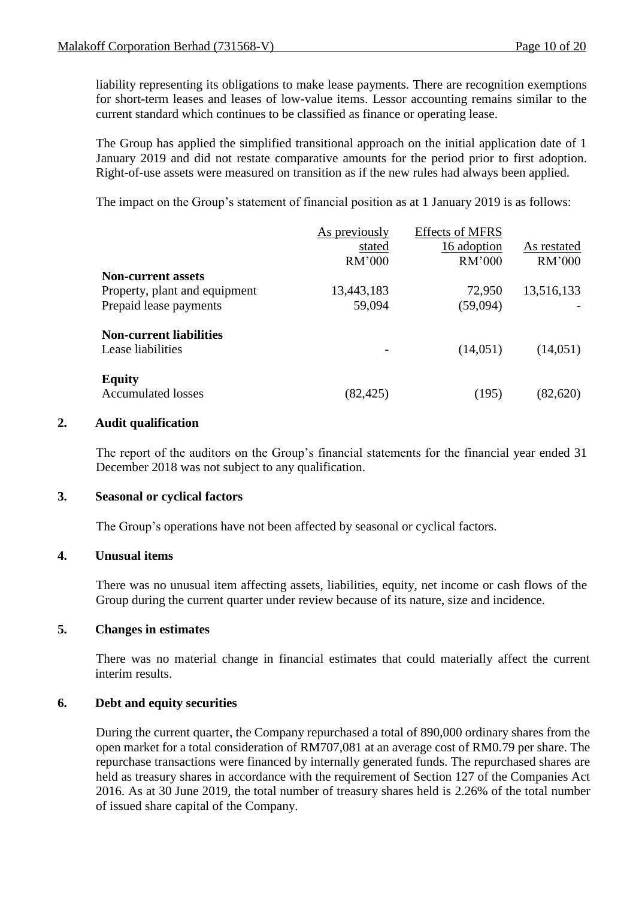liability representing its obligations to make lease payments. There are recognition exemptions for short-term leases and leases of low-value items. Lessor accounting remains similar to the current standard which continues to be classified as finance or operating lease.

The Group has applied the simplified transitional approach on the initial application date of 1 January 2019 and did not restate comparative amounts for the period prior to first adoption. Right-of-use assets were measured on transition as if the new rules had always been applied.

The impact on the Group's statement of financial position as at 1 January 2019 is as follows:

| | As previously stated | Effects of MFRS 16 adoption | As restated |
|---|---|---|---|
| | RM'000 | RM'000 | RM'000 |
| **Non-current assets** | | | |
| Property, plant and equipment | 13,443,183 | 72,950 | 13,516,133 |
| Prepaid lease payments | 59,094 | (59,094) | - |
| **Non-current liabilities** | | | |
| Lease liabilities | - | (14,051) | (14,051) |
| **Equity** | | | |
| Accumulated losses | (82,425) | (195) | (82,620) |

## 2. Audit qualification

The report of the auditors on the Group's financial statements for the financial year ended 31 December 2018 was not subject to any qualification.

## 3. Seasonal or cyclical factors

The Group's operations have not been affected by seasonal or cyclical factors.

## 4. Unusual items

There was no unusual item affecting assets, liabilities, equity, net income or cash flows of the Group during the current quarter under review because of its nature, size and incidence.

## 5. Changes in estimates

There was no material change in financial estimates that could materially affect the current interim results.

## 6. Debt and equity securities

During the current quarter, the Company repurchased a total of 890,000 ordinary shares from the open market for a total consideration of RM707,081 at an average cost of RM0.79 per share. The repurchase transactions were financed by internally generated funds. The repurchased shares are held as treasury shares in accordance with the requirement of Section 127 of the Companies Act 2016. As at 30 June 2019, the total number of treasury shares held is 2.26% of the total number of issued share capital of the Company.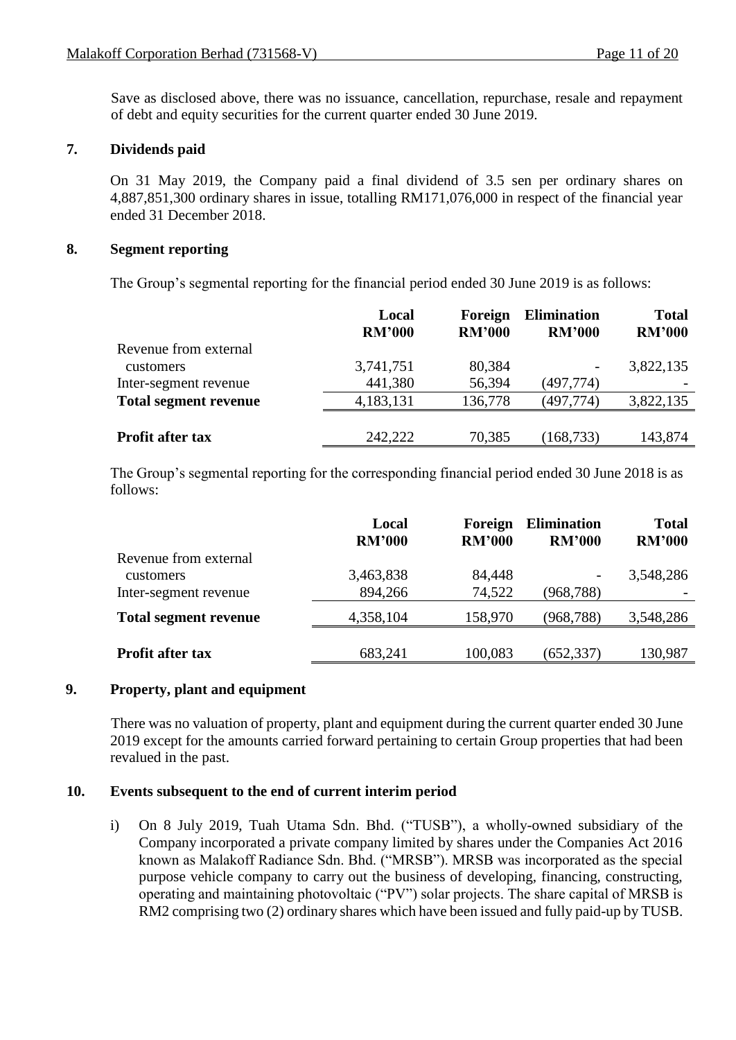Save as disclosed above, there was no issuance, cancellation, repurchase, resale and repayment of debt and equity securities for the current quarter ended 30 June 2019.

## 7. Dividends paid

On 31 May 2019, the Company paid a final dividend of 3.5 sen per ordinary shares on 4,887,851,300 ordinary shares in issue, totalling RM171,076,000 in respect of the financial year ended 31 December 2018.

## 8. Segment reporting

The Group's segmental reporting for the financial period ended 30 June 2019 is as follows:

| | Local RM'000 | Foreign RM'000 | Elimination RM'000 | Total RM'000 |
|---|---|---|---|---|
| Revenue from external customers | 3,741,751 | 80,384 | - | 3,822,135 |
| Inter-segment revenue | 441,380 | 56,394 | (497,774) | - |
| **Total segment revenue** | 4,183,131 | 136,778 | (497,774) | 3,822,135 |
| **Profit after tax** | 242,222 | 70,385 | (168,733) | 143,874 |

The Group's segmental reporting for the corresponding financial period ended 30 June 2018 is as follows:

| | Local RM'000 | Foreign RM'000 | Elimination RM'000 | Total RM'000 |
|---|---|---|---|---|
| Revenue from external customers | 3,463,838 | 84,448 | - | 3,548,286 |
| Inter-segment revenue | 894,266 | 74,522 | (968,788) | - |
| **Total segment revenue** | 4,358,104 | 158,970 | (968,788) | 3,548,286 |
| **Profit after tax** | 683,241 | 100,083 | (652,337) | 130,987 |

## 9. Property, plant and equipment

There was no valuation of property, plant and equipment during the current quarter ended 30 June 2019 except for the amounts carried forward pertaining to certain Group properties that had been revalued in the past.

## 10. Events subsequent to the end of current interim period

i) On 8 July 2019, Tuah Utama Sdn. Bhd. ("TUSB"), a wholly-owned subsidiary of the Company incorporated a private company limited by shares under the Companies Act 2016 known as Malakoff Radiance Sdn. Bhd. ("MRSB"). MRSB was incorporated as the special purpose vehicle company to carry out the business of developing, financing, constructing, operating and maintaining photovoltaic ("PV") solar projects. The share capital of MRSB is RM2 comprising two (2) ordinary shares which have been issued and fully paid-up by TUSB.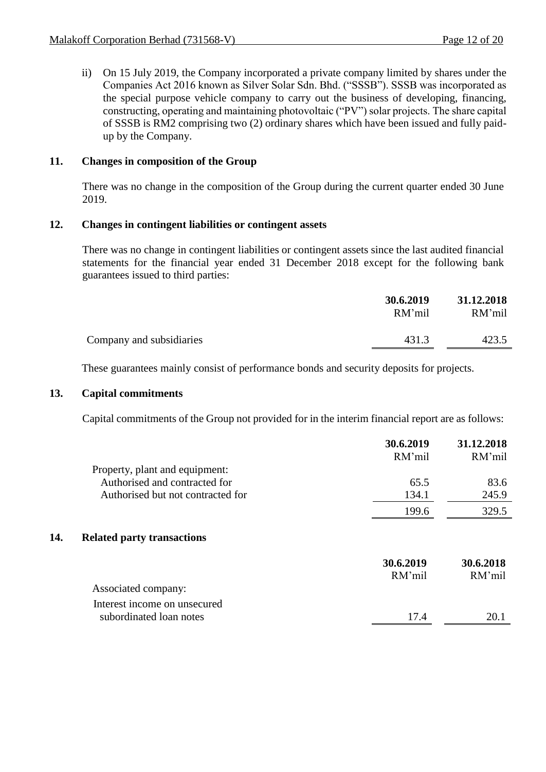ii) On 15 July 2019, the Company incorporated a private company limited by shares under the Companies Act 2016 known as Silver Solar Sdn. Bhd. ("SSSB"). SSSB was incorporated as the special purpose vehicle company to carry out the business of developing, financing, constructing, operating and maintaining photovoltaic ("PV") solar projects. The share capital of SSSB is RM2 comprising two (2) ordinary shares which have been issued and fully paid-up by the Company.

## 11. Changes in composition of the Group

There was no change in the composition of the Group during the current quarter ended 30 June 2019.

## 12. Changes in contingent liabilities or contingent assets

There was no change in contingent liabilities or contingent assets since the last audited financial statements for the financial year ended 31 December 2018 except for the following bank guarantees issued to third parties:

| | **30.6.2019** RM'mil | **31.12.2018** RM'mil |
|---|---|---|
| Company and subsidiaries | 431.3 | 423.5 |

These guarantees mainly consist of performance bonds and security deposits for projects.

## 13. Capital commitments

Capital commitments of the Group not provided for in the interim financial report are as follows:

| | **30.6.2019** RM'mil | **31.12.2018** RM'mil |
|---|---|---|
| Property, plant and equipment: | | |
| Authorised and contracted for | 65.5 | 83.6 |
| Authorised but not contracted for | 134.1 | 245.9 |
| | 199.6 | 329.5 |

## 14. Related party transactions

| | **30.6.2019** RM'mil | **30.6.2018** RM'mil |
|---|---|---|
| Associated company: | | |
| Interest income on unsecured subordinated loan notes | 17.4 | 20.1 |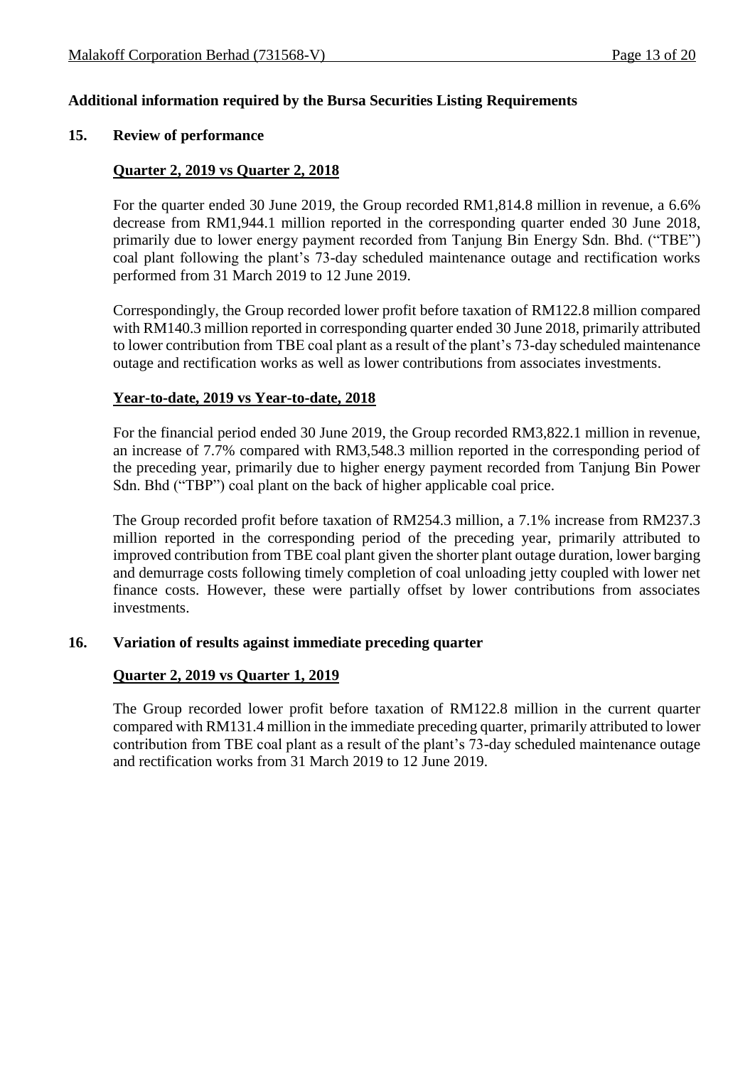## Additional information required by the Bursa Securities Listing Requirements

### 15. Review of performance

**Quarter 2, 2019 vs Quarter 2, 2018**

For the quarter ended 30 June 2019, the Group recorded RM1,814.8 million in revenue, a 6.6% decrease from RM1,944.1 million reported in the corresponding quarter ended 30 June 2018, primarily due to lower energy payment recorded from Tanjung Bin Energy Sdn. Bhd. ("TBE") coal plant following the plant's 73-day scheduled maintenance outage and rectification works performed from 31 March 2019 to 12 June 2019.

Correspondingly, the Group recorded lower profit before taxation of RM122.8 million compared with RM140.3 million reported in corresponding quarter ended 30 June 2018, primarily attributed to lower contribution from TBE coal plant as a result of the plant's 73-day scheduled maintenance outage and rectification works as well as lower contributions from associates investments.

**Year-to-date, 2019 vs Year-to-date, 2018**

For the financial period ended 30 June 2019, the Group recorded RM3,822.1 million in revenue, an increase of 7.7% compared with RM3,548.3 million reported in the corresponding period of the preceding year, primarily due to higher energy payment recorded from Tanjung Bin Power Sdn. Bhd ("TBP") coal plant on the back of higher applicable coal price.

The Group recorded profit before taxation of RM254.3 million, a 7.1% increase from RM237.3 million reported in the corresponding period of the preceding year, primarily attributed to improved contribution from TBE coal plant given the shorter plant outage duration, lower barging and demurrage costs following timely completion of coal unloading jetty coupled with lower net finance costs. However, these were partially offset by lower contributions from associates investments.

### 16. Variation of results against immediate preceding quarter

**Quarter 2, 2019 vs Quarter 1, 2019**

The Group recorded lower profit before taxation of RM122.8 million in the current quarter compared with RM131.4 million in the immediate preceding quarter, primarily attributed to lower contribution from TBE coal plant as a result of the plant's 73-day scheduled maintenance outage and rectification works from 31 March 2019 to 12 June 2019.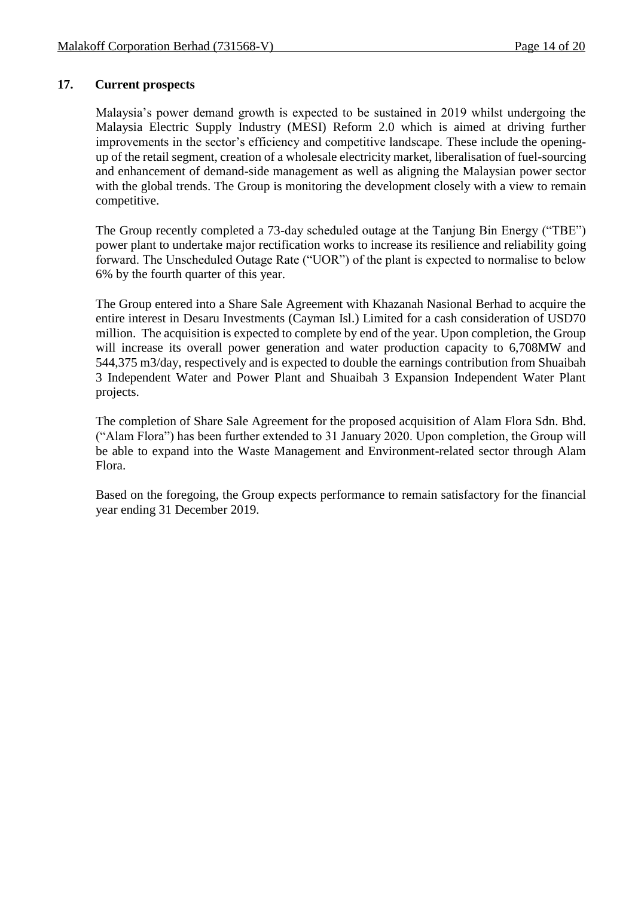## 17. Current prospects

Malaysia's power demand growth is expected to be sustained in 2019 whilst undergoing the Malaysia Electric Supply Industry (MESI) Reform 2.0 which is aimed at driving further improvements in the sector's efficiency and competitive landscape. These include the opening-up of the retail segment, creation of a wholesale electricity market, liberalisation of fuel-sourcing and enhancement of demand-side management as well as aligning the Malaysian power sector with the global trends. The Group is monitoring the development closely with a view to remain competitive.

The Group recently completed a 73-day scheduled outage at the Tanjung Bin Energy ("TBE") power plant to undertake major rectification works to increase its resilience and reliability going forward. The Unscheduled Outage Rate ("UOR") of the plant is expected to normalise to below 6% by the fourth quarter of this year.

The Group entered into a Share Sale Agreement with Khazanah Nasional Berhad to acquire the entire interest in Desaru Investments (Cayman Isl.) Limited for a cash consideration of USD70 million. The acquisition is expected to complete by end of the year. Upon completion, the Group will increase its overall power generation and water production capacity to 6,708MW and 544,375 m3/day, respectively and is expected to double the earnings contribution from Shuaibah 3 Independent Water and Power Plant and Shuaibah 3 Expansion Independent Water Plant projects.

The completion of Share Sale Agreement for the proposed acquisition of Alam Flora Sdn. Bhd. ("Alam Flora") has been further extended to 31 January 2020. Upon completion, the Group will be able to expand into the Waste Management and Environment-related sector through Alam Flora.

Based on the foregoing, the Group expects performance to remain satisfactory for the financial year ending 31 December 2019.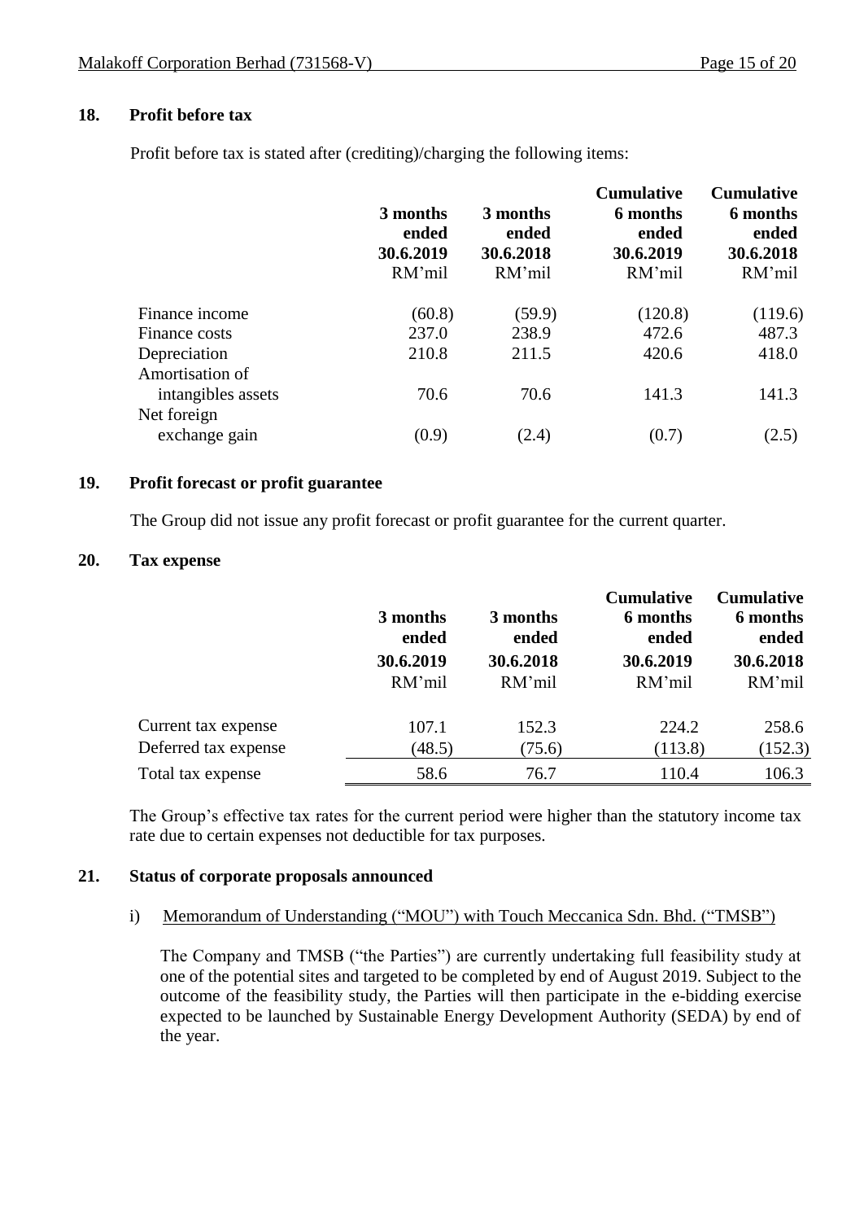## 18. Profit before tax

Profit before tax is stated after (crediting)/charging the following items:

| | 3 months ended 30.6.2019 RM'mil | 3 months ended 30.6.2018 RM'mil | Cumulative 6 months ended 30.6.2019 RM'mil | Cumulative 6 months ended 30.6.2018 RM'mil |
|---|---|---|---|---|
| Finance income | (60.8) | (59.9) | (120.8) | (119.6) |
| Finance costs | 237.0 | 238.9 | 472.6 | 487.3 |
| Depreciation | 210.8 | 211.5 | 420.6 | 418.0 |
| Amortisation of intangibles assets | 70.6 | 70.6 | 141.3 | 141.3 |
| Net foreign exchange gain | (0.9) | (2.4) | (0.7) | (2.5) |

## 19. Profit forecast or profit guarantee

The Group did not issue any profit forecast or profit guarantee for the current quarter.

## 20. Tax expense

| | 3 months ended 30.6.2019 RM'mil | 3 months ended 30.6.2018 RM'mil | Cumulative 6 months ended 30.6.2019 RM'mil | Cumulative 6 months ended 30.6.2018 RM'mil |
|---|---|---|---|---|
| Current tax expense | 107.1 | 152.3 | 224.2 | 258.6 |
| Deferred tax expense | (48.5) | (75.6) | (113.8) | (152.3) |
| Total tax expense | 58.6 | 76.7 | 110.4 | 106.3 |

The Group's effective tax rates for the current period were higher than the statutory income tax rate due to certain expenses not deductible for tax purposes.

## 21. Status of corporate proposals announced

i) Memorandum of Understanding ("MOU") with Touch Meccanica Sdn. Bhd. ("TMSB")

The Company and TMSB ("the Parties") are currently undertaking full feasibility study at one of the potential sites and targeted to be completed by end of August 2019. Subject to the outcome of the feasibility study, the Parties will then participate in the e-bidding exercise expected to be launched by Sustainable Energy Development Authority (SEDA) by end of the year.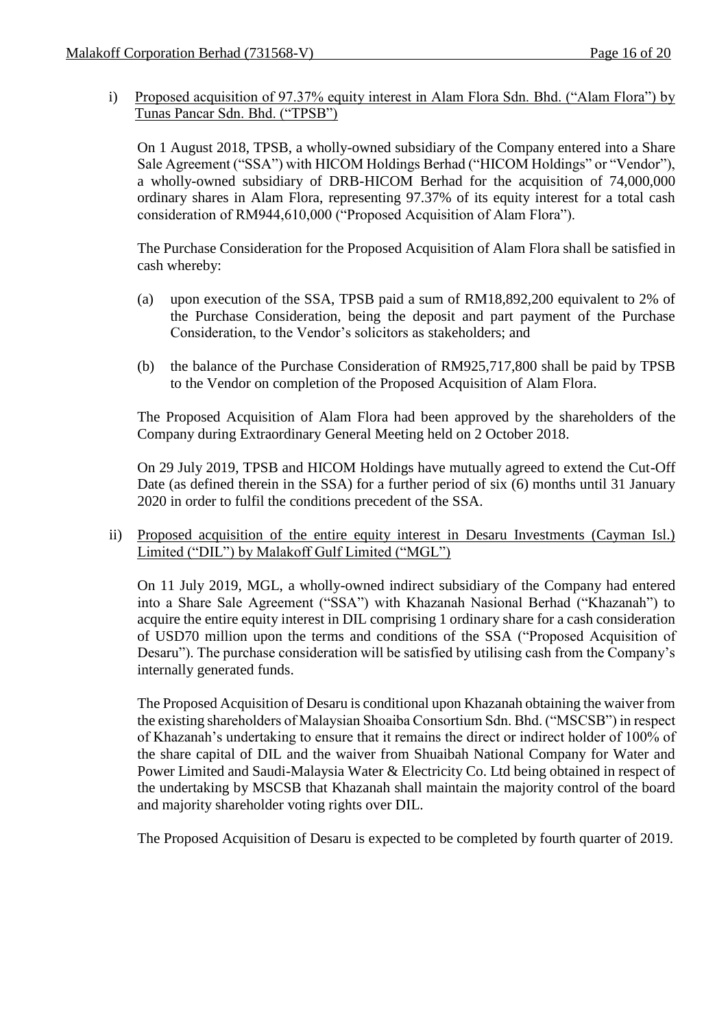i) Proposed acquisition of 97.37% equity interest in Alam Flora Sdn. Bhd. ("Alam Flora") by Tunas Pancar Sdn. Bhd. ("TPSB")

On 1 August 2018, TPSB, a wholly-owned subsidiary of the Company entered into a Share Sale Agreement ("SSA") with HICOM Holdings Berhad ("HICOM Holdings" or "Vendor"), a wholly-owned subsidiary of DRB-HICOM Berhad for the acquisition of 74,000,000 ordinary shares in Alam Flora, representing 97.37% of its equity interest for a total cash consideration of RM944,610,000 ("Proposed Acquisition of Alam Flora").

The Purchase Consideration for the Proposed Acquisition of Alam Flora shall be satisfied in cash whereby:

(a) upon execution of the SSA, TPSB paid a sum of RM18,892,200 equivalent to 2% of the Purchase Consideration, being the deposit and part payment of the Purchase Consideration, to the Vendor's solicitors as stakeholders; and

(b) the balance of the Purchase Consideration of RM925,717,800 shall be paid by TPSB to the Vendor on completion of the Proposed Acquisition of Alam Flora.

The Proposed Acquisition of Alam Flora had been approved by the shareholders of the Company during Extraordinary General Meeting held on 2 October 2018.

On 29 July 2019, TPSB and HICOM Holdings have mutually agreed to extend the Cut-Off Date (as defined therein in the SSA) for a further period of six (6) months until 31 January 2020 in order to fulfil the conditions precedent of the SSA.

ii) Proposed acquisition of the entire equity interest in Desaru Investments (Cayman Isl.) Limited ("DIL") by Malakoff Gulf Limited ("MGL")

On 11 July 2019, MGL, a wholly-owned indirect subsidiary of the Company had entered into a Share Sale Agreement ("SSA") with Khazanah Nasional Berhad ("Khazanah") to acquire the entire equity interest in DIL comprising 1 ordinary share for a cash consideration of USD70 million upon the terms and conditions of the SSA ("Proposed Acquisition of Desaru"). The purchase consideration will be satisfied by utilising cash from the Company's internally generated funds.

The Proposed Acquisition of Desaru is conditional upon Khazanah obtaining the waiver from the existing shareholders of Malaysian Shoaiba Consortium Sdn. Bhd. ("MSCSB") in respect of Khazanah's undertaking to ensure that it remains the direct or indirect holder of 100% of the share capital of DIL and the waiver from Shuaibah National Company for Water and Power Limited and Saudi-Malaysia Water & Electricity Co. Ltd being obtained in respect of the undertaking by MSCSB that Khazanah shall maintain the majority control of the board and majority shareholder voting rights over DIL.

The Proposed Acquisition of Desaru is expected to be completed by fourth quarter of 2019.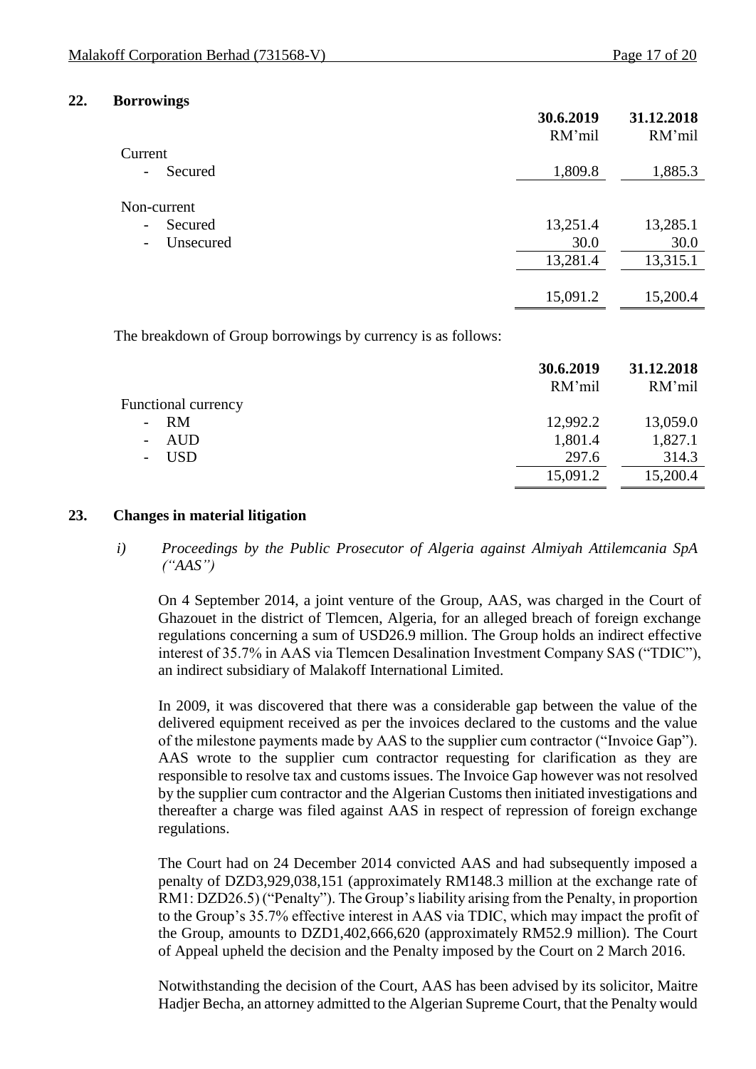## 22. Borrowings

| | 30.6.2019 | 31.12.2018 |
|---|---|---|
| | RM'mil | RM'mil |
| Current | | |
| - Secured | 1,809.8 | 1,885.3 |
| Non-current | | |
| - Secured | 13,251.4 | 13,285.1 |
| - Unsecured | 30.0 | 30.0 |
| | 13,281.4 | 13,315.1 |
| | 15,091.2 | 15,200.4 |

The breakdown of Group borrowings by currency is as follows:

| | 30.6.2019 | 31.12.2018 |
|---|---|---|
| | RM'mil | RM'mil |
| Functional currency | | |
| - RM | 12,992.2 | 13,059.0 |
| - AUD | 1,801.4 | 1,827.1 |
| - USD | 297.6 | 314.3 |
| | 15,091.2 | 15,200.4 |

## 23. Changes in material litigation

*i) Proceedings by the Public Prosecutor of Algeria against Almiyah Attilemcania SpA ("AAS")*

On 4 September 2014, a joint venture of the Group, AAS, was charged in the Court of Ghazouet in the district of Tlemcen, Algeria, for an alleged breach of foreign exchange regulations concerning a sum of USD26.9 million. The Group holds an indirect effective interest of 35.7% in AAS via Tlemcen Desalination Investment Company SAS ("TDIC"), an indirect subsidiary of Malakoff International Limited.

In 2009, it was discovered that there was a considerable gap between the value of the delivered equipment received as per the invoices declared to the customs and the value of the milestone payments made by AAS to the supplier cum contractor ("Invoice Gap"). AAS wrote to the supplier cum contractor requesting for clarification as they are responsible to resolve tax and customs issues. The Invoice Gap however was not resolved by the supplier cum contractor and the Algerian Customs then initiated investigations and thereafter a charge was filed against AAS in respect of repression of foreign exchange regulations.

The Court had on 24 December 2014 convicted AAS and had subsequently imposed a penalty of DZD3,929,038,151 (approximately RM148.3 million at the exchange rate of RM1: DZD26.5) ("Penalty"). The Group's liability arising from the Penalty, in proportion to the Group's 35.7% effective interest in AAS via TDIC, which may impact the profit of the Group, amounts to DZD1,402,666,620 (approximately RM52.9 million). The Court of Appeal upheld the decision and the Penalty imposed by the Court on 2 March 2016.

Notwithstanding the decision of the Court, AAS has been advised by its solicitor, Maitre Hadjer Becha, an attorney admitted to the Algerian Supreme Court, that the Penalty would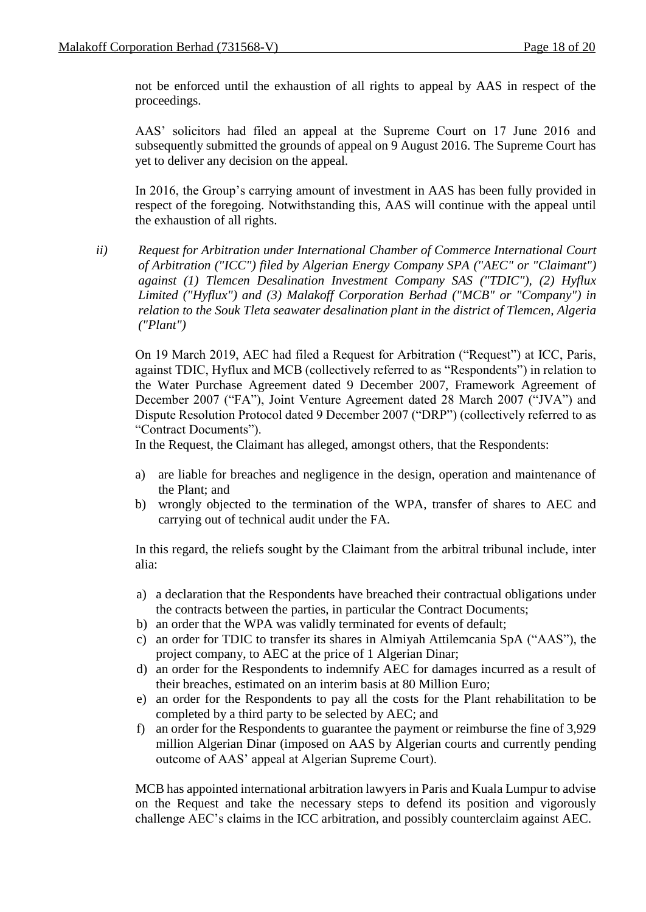not be enforced until the exhaustion of all rights to appeal by AAS in respect of the proceedings.

AAS' solicitors had filed an appeal at the Supreme Court on 17 June 2016 and subsequently submitted the grounds of appeal on 9 August 2016. The Supreme Court has yet to deliver any decision on the appeal.

In 2016, the Group's carrying amount of investment in AAS has been fully provided in respect of the foregoing. Notwithstanding this, AAS will continue with the appeal until the exhaustion of all rights.

*ii) Request for Arbitration under International Chamber of Commerce International Court of Arbitration ("ICC") filed by Algerian Energy Company SPA ("AEC" or "Claimant") against (1) Tlemcen Desalination Investment Company SAS ("TDIC"), (2) Hyflux Limited ("Hyflux") and (3) Malakoff Corporation Berhad ("MCB" or "Company") in relation to the Souk Tleta seawater desalination plant in the district of Tlemcen, Algeria ("Plant")*

On 19 March 2019, AEC had filed a Request for Arbitration ("Request") at ICC, Paris, against TDIC, Hyflux and MCB (collectively referred to as "Respondents") in relation to the Water Purchase Agreement dated 9 December 2007, Framework Agreement of December 2007 ("FA"), Joint Venture Agreement dated 28 March 2007 ("JVA") and Dispute Resolution Protocol dated 9 December 2007 ("DRP") (collectively referred to as "Contract Documents").

In the Request, the Claimant has alleged, amongst others, that the Respondents:

a) are liable for breaches and negligence in the design, operation and maintenance of the Plant; and
b) wrongly objected to the termination of the WPA, transfer of shares to AEC and carrying out of technical audit under the FA.

In this regard, the reliefs sought by the Claimant from the arbitral tribunal include, inter alia:

a) a declaration that the Respondents have breached their contractual obligations under the contracts between the parties, in particular the Contract Documents;
b) an order that the WPA was validly terminated for events of default;
c) an order for TDIC to transfer its shares in Almiyah Attilemcania SpA ("AAS"), the project company, to AEC at the price of 1 Algerian Dinar;
d) an order for the Respondents to indemnify AEC for damages incurred as a result of their breaches, estimated on an interim basis at 80 Million Euro;
e) an order for the Respondents to pay all the costs for the Plant rehabilitation to be completed by a third party to be selected by AEC; and
f) an order for the Respondents to guarantee the payment or reimburse the fine of 3,929 million Algerian Dinar (imposed on AAS by Algerian courts and currently pending outcome of AAS' appeal at Algerian Supreme Court).

MCB has appointed international arbitration lawyers in Paris and Kuala Lumpur to advise on the Request and take the necessary steps to defend its position and vigorously challenge AEC's claims in the ICC arbitration, and possibly counterclaim against AEC.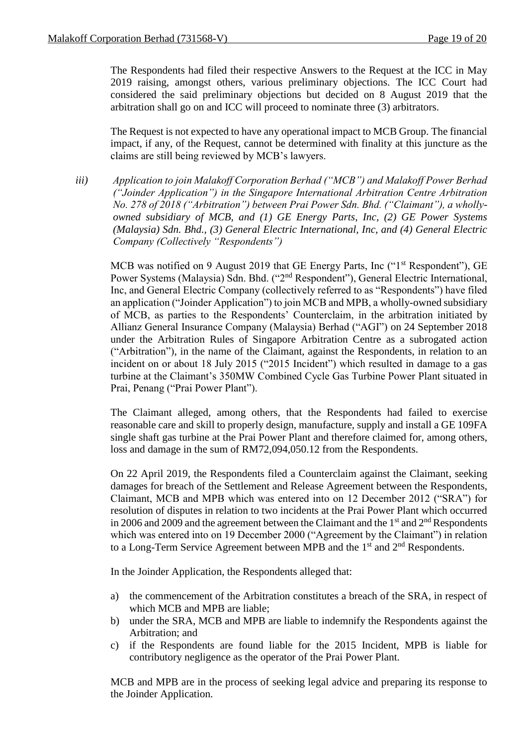The Respondents had filed their respective Answers to the Request at the ICC in May 2019 raising, amongst others, various preliminary objections. The ICC Court had considered the said preliminary objections but decided on 8 August 2019 that the arbitration shall go on and ICC will proceed to nominate three (3) arbitrators.

The Request is not expected to have any operational impact to MCB Group. The financial impact, if any, of the Request, cannot be determined with finality at this juncture as the claims are still being reviewed by MCB's lawyers.

iii) *Application to join Malakoff Corporation Berhad ("MCB") and Malakoff Power Berhad ("Joinder Application") in the Singapore International Arbitration Centre Arbitration No. 278 of 2018 ("Arbitration") between Prai Power Sdn. Bhd. ("Claimant"), a wholly-owned subsidiary of MCB, and (1) GE Energy Parts, Inc, (2) GE Power Systems (Malaysia) Sdn. Bhd., (3) General Electric International, Inc, and (4) General Electric Company (Collectively "Respondents")*

MCB was notified on 9 August 2019 that GE Energy Parts, Inc ("1st Respondent"), GE Power Systems (Malaysia) Sdn. Bhd. ("2nd Respondent"), General Electric International, Inc, and General Electric Company (collectively referred to as "Respondents") have filed an application ("Joinder Application") to join MCB and MPB, a wholly-owned subsidiary of MCB, as parties to the Respondents' Counterclaim, in the arbitration initiated by Allianz General Insurance Company (Malaysia) Berhad ("AGI") on 24 September 2018 under the Arbitration Rules of Singapore Arbitration Centre as a subrogated action ("Arbitration"), in the name of the Claimant, against the Respondents, in relation to an incident on or about 18 July 2015 ("2015 Incident") which resulted in damage to a gas turbine at the Claimant's 350MW Combined Cycle Gas Turbine Power Plant situated in Prai, Penang ("Prai Power Plant").

The Claimant alleged, among others, that the Respondents had failed to exercise reasonable care and skill to properly design, manufacture, supply and install a GE 109FA single shaft gas turbine at the Prai Power Plant and therefore claimed for, among others, loss and damage in the sum of RM72,094,050.12 from the Respondents.

On 22 April 2019, the Respondents filed a Counterclaim against the Claimant, seeking damages for breach of the Settlement and Release Agreement between the Respondents, Claimant, MCB and MPB which was entered into on 12 December 2012 ("SRA") for resolution of disputes in relation to two incidents at the Prai Power Plant which occurred in 2006 and 2009 and the agreement between the Claimant and the 1st and 2nd Respondents which was entered into on 19 December 2000 ("Agreement by the Claimant") in relation to a Long-Term Service Agreement between MPB and the 1st and 2nd Respondents.

In the Joinder Application, the Respondents alleged that:

a) the commencement of the Arbitration constitutes a breach of the SRA, in respect of which MCB and MPB are liable;
b) under the SRA, MCB and MPB are liable to indemnify the Respondents against the Arbitration; and
c) if the Respondents are found liable for the 2015 Incident, MPB is liable for contributory negligence as the operator of the Prai Power Plant.

MCB and MPB are in the process of seeking legal advice and preparing its response to the Joinder Application.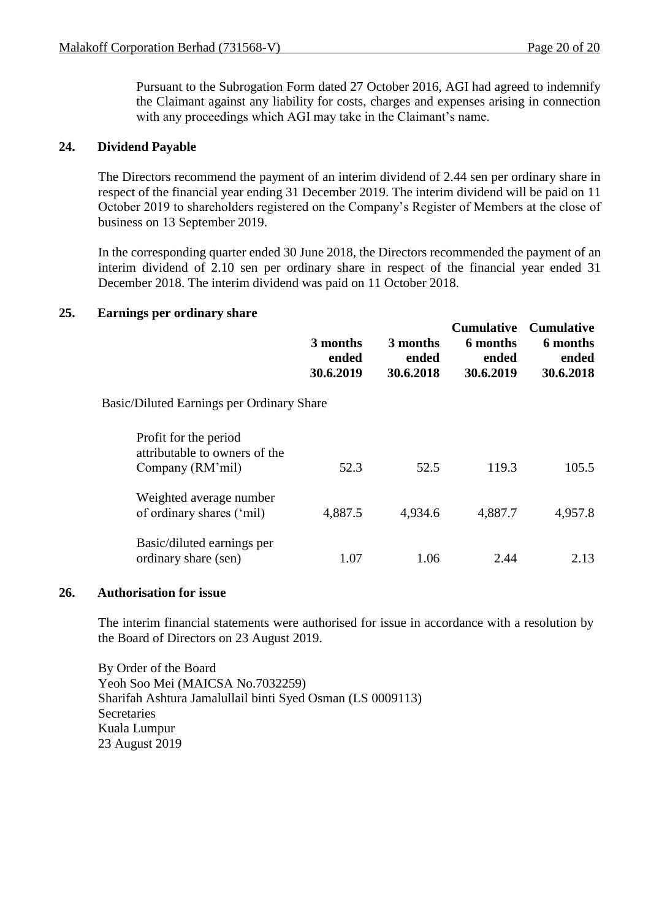Pursuant to the Subrogation Form dated 27 October 2016, AGI had agreed to indemnify the Claimant against any liability for costs, charges and expenses arising in connection with any proceedings which AGI may take in the Claimant's name.

## 24. Dividend Payable

The Directors recommend the payment of an interim dividend of 2.44 sen per ordinary share in respect of the financial year ending 31 December 2019. The interim dividend will be paid on 11 October 2019 to shareholders registered on the Company's Register of Members at the close of business on 13 September 2019.

In the corresponding quarter ended 30 June 2018, the Directors recommended the payment of an interim dividend of 2.10 sen per ordinary share in respect of the financial year ended 31 December 2018. The interim dividend was paid on 11 October 2018.

## 25. Earnings per ordinary share

| | 3 months ended 30.6.2019 | 3 months ended 30.6.2018 | Cumulative 6 months ended 30.6.2019 | Cumulative 6 months ended 30.6.2018 |
|---|---|---|---|---|
| Basic/Diluted Earnings per Ordinary Share | | | | |
| Profit for the period attributable to owners of the Company (RM'mil) | 52.3 | 52.5 | 119.3 | 105.5 |
| Weighted average number of ordinary shares ('mil) | 4,887.5 | 4,934.6 | 4,887.7 | 4,957.8 |
| Basic/diluted earnings per ordinary share (sen) | 1.07 | 1.06 | 2.44 | 2.13 |

## 26. Authorisation for issue

The interim financial statements were authorised for issue in accordance with a resolution by the Board of Directors on 23 August 2019.

By Order of the Board
Yeoh Soo Mei (MAICSA No.7032259)
Sharifah Ashtura Jamalullail binti Syed Osman (LS 0009113)
Secretaries
Kuala Lumpur
23 August 2019